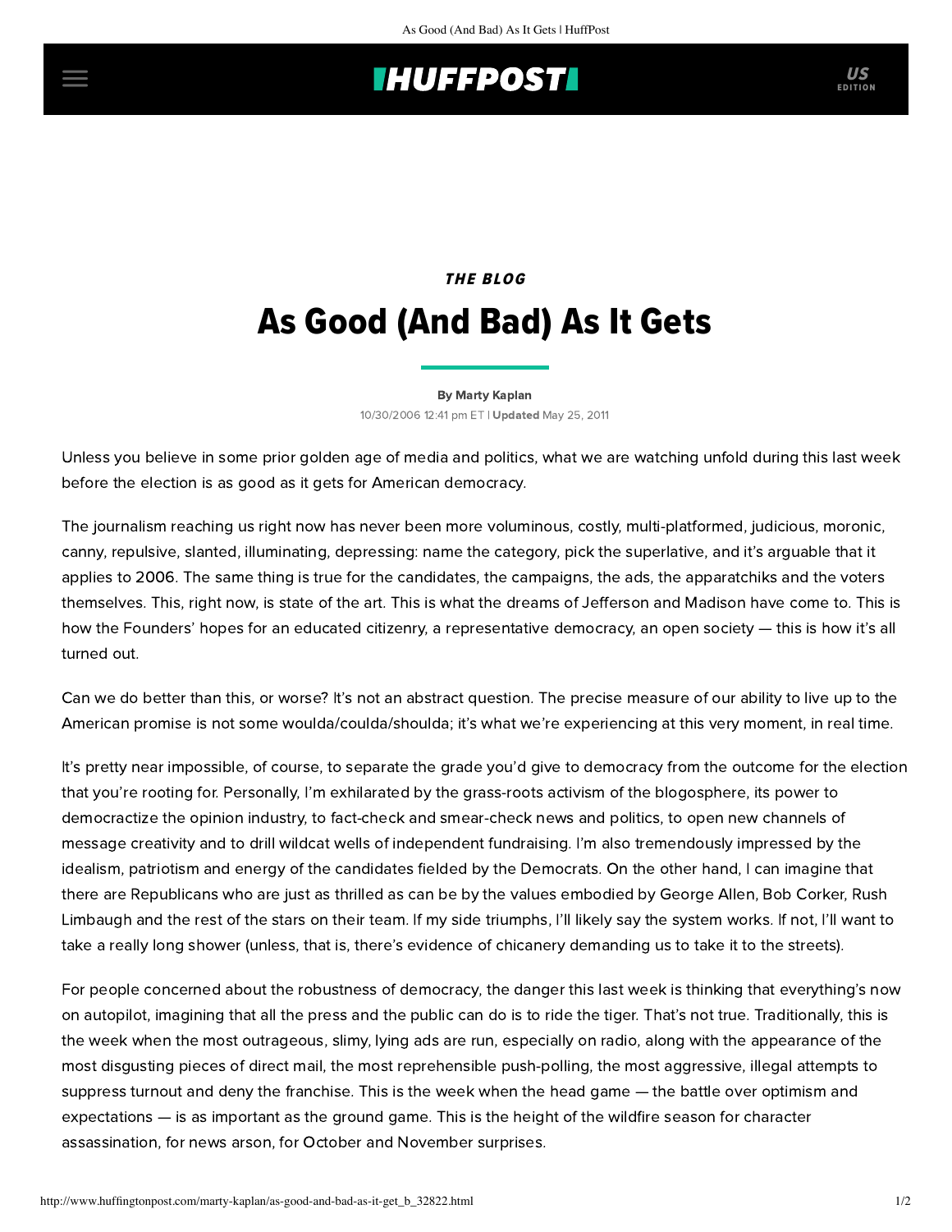*THE BLOG*

# As Good (And Bad) As It Gets

By Marty Kaplan

10/30/2006 12:41 pm ET | **Updated** May 25, 2011

Unless you believe in some prior golden age of media and politics, what we are watching unfold during this last week before the election is as good as it gets for American democracy.

The journalism reaching us right now has never been more voluminous, costly, multi-platformed, judicious, moronic, canny, repulsive, slanted, illuminating, depressing: name the category, pick the superlative, and it's arguable that it applies to 2006. The same thing is true for the candidates, the campaigns, the ads, the apparatchiks and the voters themselves. This, right now, is state of the art. This is what the dreams of Jefferson and Madison have come to. This is how the Founders' hopes for an educated citizenry, a representative democracy, an open society — this is how it's all turned out.

Can we do better than this, or worse? It's not an abstract question. The precise measure of our ability to live up to the American promise is not some woulda/coulda/shoulda; it's what we're experiencing at this very moment, in real time.

It's pretty near impossible, of course, to separate the grade you'd give to democracy from the outcome for the election that you're rooting for. Personally, I'm exhilarated by the grass-roots activism of the blogosphere, its power to democractize the opinion industry, to fact-check and smear-check news and politics, to open new channels of message creativity and to drill wildcat wells of independent fundraising. I'm also tremendously impressed by the idealism, patriotism and energy of the candidates fielded by the Democrats. On the other hand, I can imagine that there are Republicans who are just as thrilled as can be by the values embodied by George Allen, Bob Corker, Rush Limbaugh and the rest of the stars on their team. If my side triumphs, I'll likely say the system works. If not, I'll want to take a really long shower (unless, that is, there's evidence of chicanery demanding us to take it to the streets).

For people concerned about the robustness of democracy, the danger this last week is thinking that everything's now on autopilot, imagining that all the press and the public can do is to ride the tiger. That's not true. Traditionally, this is the week when the most outrageous, slimy, lying ads are run, especially on radio, along with the appearance of the most disgusting pieces of direct mail, the most reprehensible push-polling, the most aggressive, illegal attempts to suppress turnout and deny the franchise. This is the week when the head game — the battle over optimism and expectations — is as important as the ground game. This is the height of the wildfire season for character assassination, for news arson, for October and November surprises.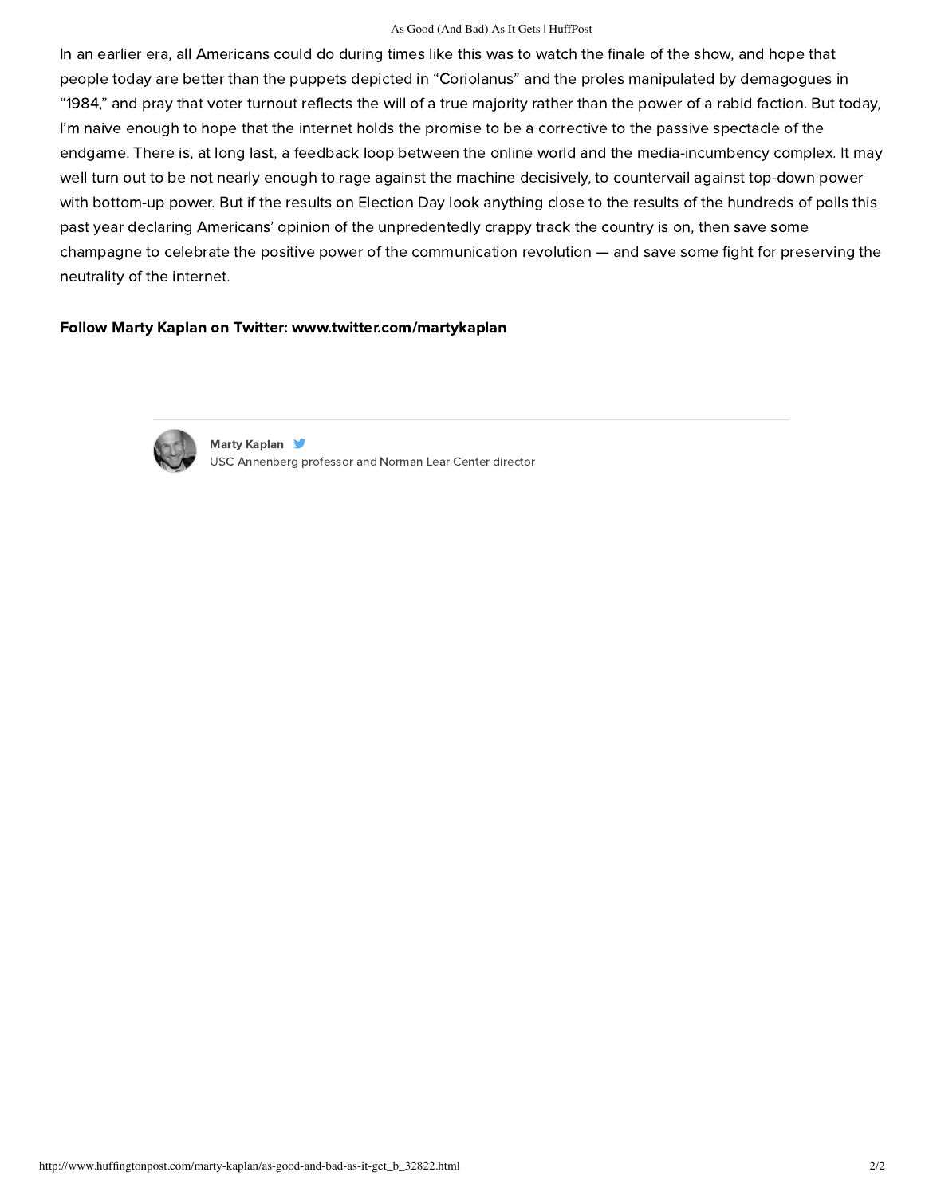In an earlier era, all Americans could do during times like this was to watch the finale of the show, and hope that people today are better than the puppets depicted in "Coriolanus" and the proles manipulated by demagogues in "1984," and pray that voter turnout reflects the will of a true majority rather than the power of a rabid faction. But today, I'm naive enough to hope that the internet holds the promise to be a corrective to the passive spectacle of the endgame. There is, at long last, a feedback loop between the online world and the media-incumbency complex. It may well turn out to be not nearly enough to rage against the machine decisively, to countervail against top-down power with bottom-up power. But if the results on Election Day look anything close to the results of the hundreds of polls this past year declaring Americans' opinion of the unpredentedly crappy track the country is on, then save some champagne to celebrate the positive power of the communication revolution — and save some fight for preserving the neutrality of the internet.

**Follow Marty Kaplan on Twitter: www.twitter.com/martykaplan**

**Marty Kaplan**
USC Annenberg professor and Norman Lear Center director